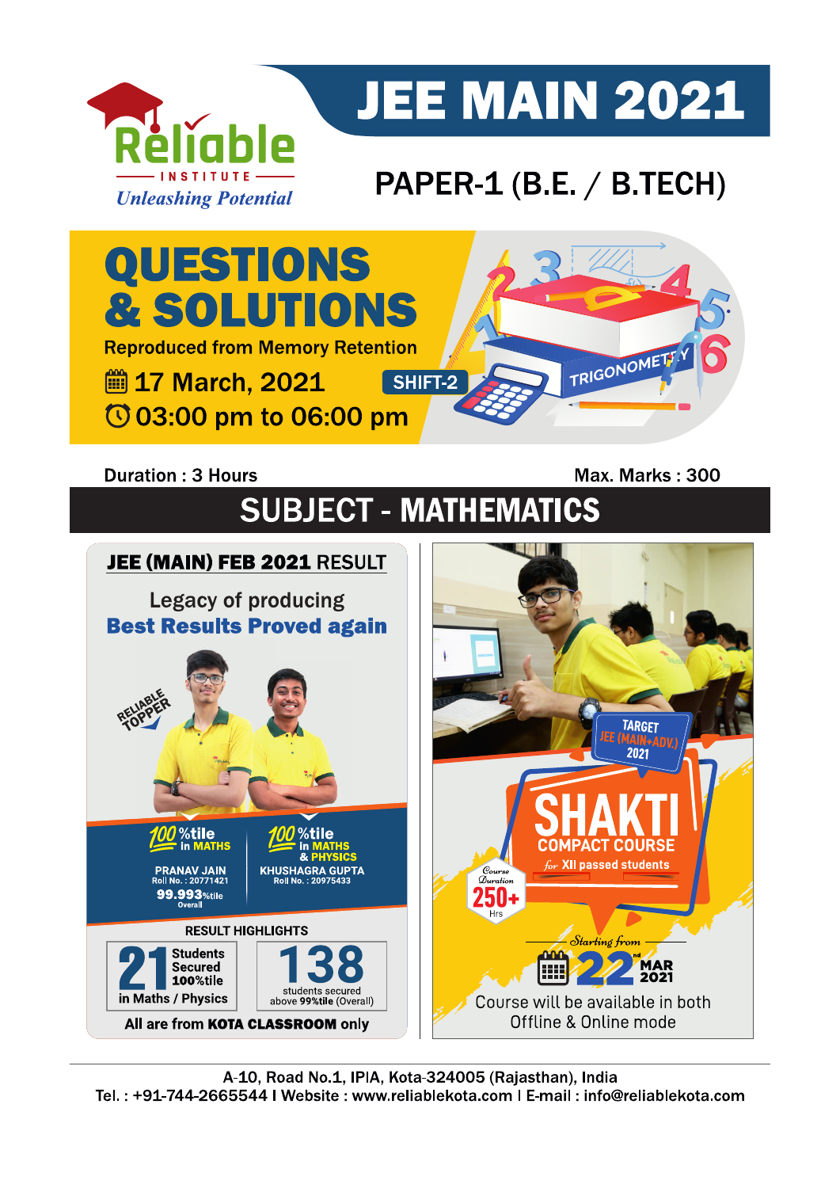# Reliable INSTITUTE

*Unleashing Potential*

# JEE MAIN 2021

## PAPER-1 (B.E. / B.TECH)

# QUESTIONS & SOLUTIONS

Reproduced from Memory Retention

17 March, 2021 SHIFT-2

03:00 pm to 06:00 pm

Duration : 3 Hours | Max. Marks : 300

## SUBJECT - MATHEMATICS

### JEE (MAIN) FEB 2021 RESULT

Legacy of producing

**Best Results Proved again**

RELIABLE TOPPER

**100%tile** in MATHS
PRANAV JAIN
Roll No. : 20771421
**99.993%tile** Overall

**100%tile** in MATHS & PHYSICS
KHUSHAGRA GUPTA
Roll No. : 20975433

RESULT HIGHLIGHTS

**21** Students Secured 100%tile in Maths / Physics

**138** students secured above 99%tile (Overall)

All are from **KOTA CLASSROOM** only

TARGET JEE (MAIN+ADV.) 2021

**SHAKTI**
COMPACT COURSE
for XII passed students

Course Duration 250+ Hrs

Starting from 22nd MAR 2021

Course will be available in both Offline & Online mode

A-10, Road No.1, IPIA, Kota-324005 (Rajasthan), India
Tel. : +91-744-2665544 I Website : www.reliablekota.com I E-mail : info@reliablekota.com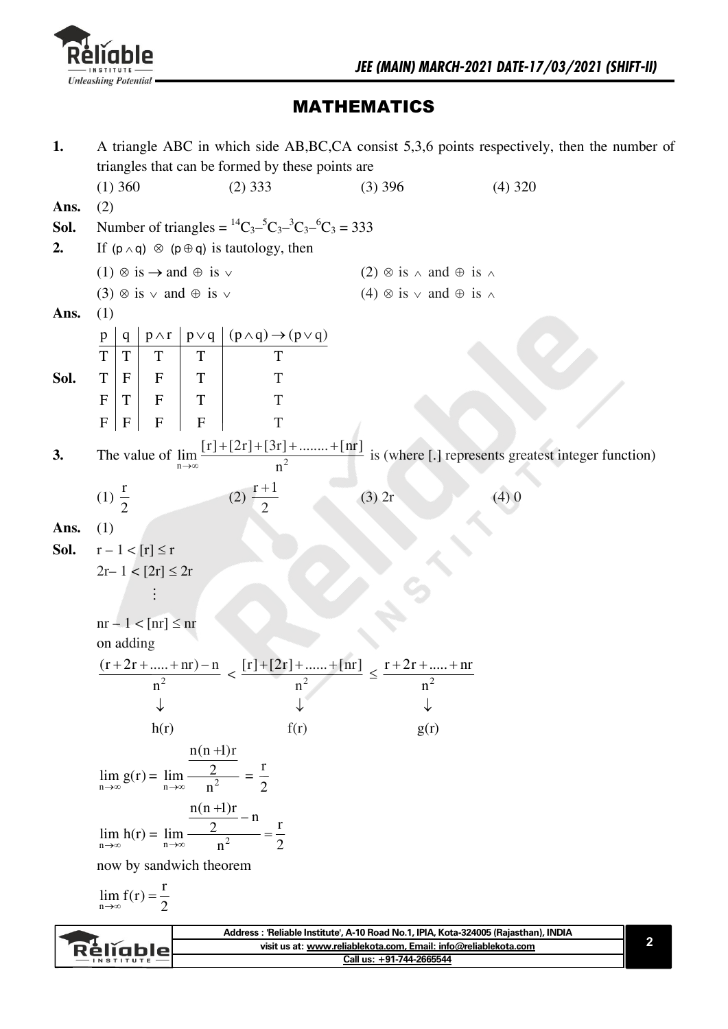# MATHEMATICS

**1.** A triangle ABC in which side AB,BC,CA consist 5,3,6 points respectively, then the number of triangles that can be formed by these points are

(1) 360 (2) 333 (3) 396 (4) 320

**Ans.** (2)

**Sol.** Number of triangles = ${}^{14}C_3 - {}^{5}C_3 - {}^{3}C_3 - {}^{6}C_3 = 333$

**2.** If $(p \wedge q) \otimes (p \oplus q)$ is tautology, then

(1) $\otimes$ is $\rightarrow$ and $\oplus$ is $\vee$ (2) $\otimes$ is $\wedge$ and $\oplus$ is $\wedge$

(3) $\otimes$ is $\vee$ and $\oplus$ is $\vee$ (4) $\otimes$ is $\vee$ and $\oplus$ is $\wedge$

**Ans.** (1)

**Sol.**

| p | q | $p \wedge r$ | $p \vee q$ | $(p \wedge q) \rightarrow (p \vee q)$ |
|---|---|---|---|---|
| T | T | T | T | T |
| T | F | F | T | T |
| F | T | F | T | T |
| F | F | F | F | T |

**3.** The value of $\lim\limits_{n\to\infty} \dfrac{[r]+[2r]+[3r]+........+[nr]}{n^2}$ is (where [.] represents greatest integer function)

(1) $\dfrac{r}{2}$ (2) $\dfrac{r+1}{2}$ (3) $2r$ (4) 0

**Ans.** (1)

**Sol.** $r - 1 < [r] \le r$

$2r - 1 < [2r] \le 2r$

$\vdots$

$nr - 1 < [nr] \le nr$

on adding

$$\frac{(r+2r+.....+nr)-n}{n^2} < \frac{[r]+[2r]+......+[nr]}{n^2} \le \frac{r+2r+.....+nr}{n^2}$$

$$\downarrow \qquad\qquad\qquad \downarrow \qquad\qquad\qquad \downarrow$$

$$h(r) \qquad\qquad\qquad f(r) \qquad\qquad\qquad g(r)$$

$$\lim_{n\to\infty} g(r) = \lim_{n\to\infty} \frac{\frac{n(n+1)r}{2}}{n^2} = \frac{r}{2}$$

$$\lim_{n\to\infty} h(r) = \lim_{n\to\infty} \frac{\frac{n(n+1)r}{2} - n}{n^2} = \frac{r}{2}$$

now by sandwich theorem

$$\lim_{n\to\infty} f(r) = \frac{r}{2}$$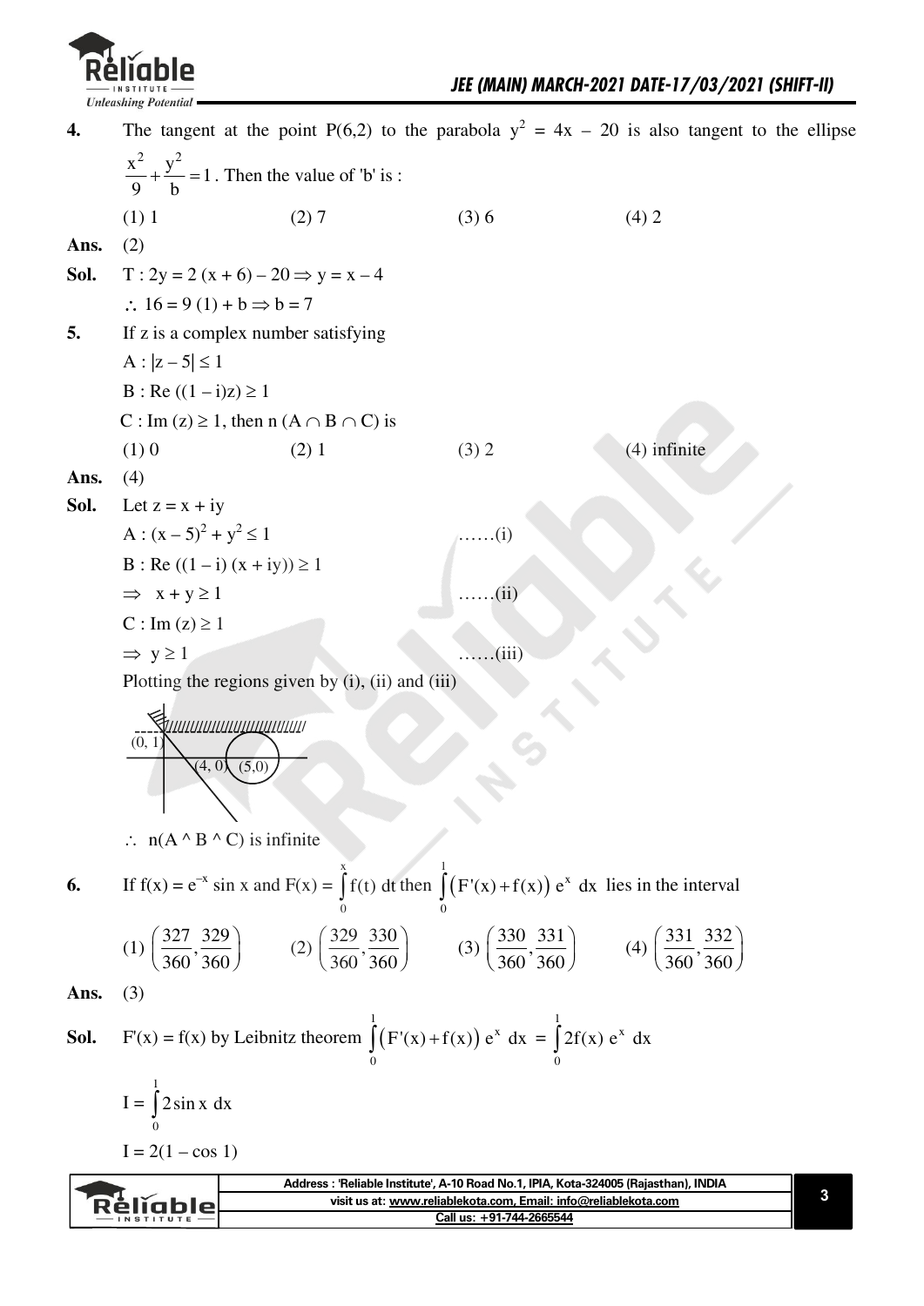**4.** The tangent at the point P(6,2) to the parabola $y^2 = 4x - 20$ is also tangent to the ellipse $\frac{x^2}{9} + \frac{y^2}{b} = 1$. Then the value of 'b' is :

(1) 1 (2) 7 (3) 6 (4) 2

**Ans.** (2)

**Sol.** $T : 2y = 2(x + 6) - 20 \Rightarrow y = x - 4$

$\therefore 16 = 9(1) + b \Rightarrow b = 7$

**5.** If z is a complex number satisfying

A : $|z - 5| \le 1$

B : Re $((1 - i)z) \ge 1$

C : Im $(z) \ge 1$, then n $(A \cap B \cap C)$ is

(1) 0 (2) 1 (3) 2 (4) infinite

**Ans.** (4)

**Sol.** Let $z = x + iy$

A : $(x - 5)^2 + y^2 \le 1$ ……(i)

B : Re $((1 - i)(x + iy)) \ge 1$

$\Rightarrow x + y \ge 1$ ……(ii)

C : Im $(z) \ge 1$

$\Rightarrow y \ge 1$ ……(iii)

Plotting the regions given by (i), (ii) and (iii)

$\therefore$ n(A ^ B ^ C) is infinite

**6.** If $f(x) = e^{-x} \sin x$ and $F(x) = \int_0^x f(t)\,dt$ then $\int_0^1 \left(F'(x) + f(x)\right) e^x\,dx$ lies in the interval

(1) $\left(\frac{327}{360}, \frac{329}{360}\right)$ (2) $\left(\frac{329}{360}, \frac{330}{360}\right)$ (3) $\left(\frac{330}{360}, \frac{331}{360}\right)$ (4) $\left(\frac{331}{360}, \frac{332}{360}\right)$

**Ans.** (3)

**Sol.** $F'(x) = f(x)$ by Leibnitz theorem $\int_0^1 \left(F'(x) + f(x)\right) e^x\,dx = \int_0^1 2f(x)\,e^x\,dx$

$I = \int_0^1 2\sin x\,dx$

$I = 2(1 - \cos 1)$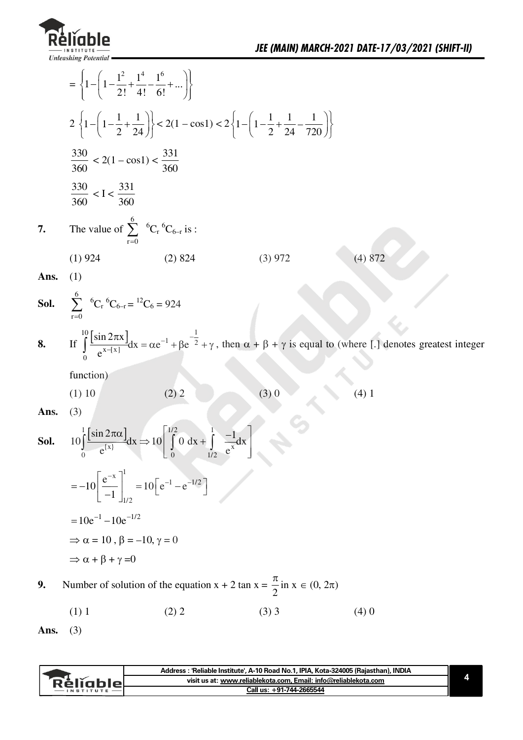$$= \left\{1-\left(1-\frac{1^2}{2!}+\frac{1^4}{4!}-\frac{1^6}{6!}+...\right)\right\}$$

$$2\left\{1-\left(1-\frac{1}{2}+\frac{1}{24}\right)\right\} < 2(1-\cos 1) < 2\left\{1-\left(1-\frac{1}{2}+\frac{1}{24}-\frac{1}{720}\right)\right\}$$

$$\frac{330}{360} < 2(1-\cos 1) < \frac{331}{360}$$

$$\frac{330}{360} < I < \frac{331}{360}$$

**7.** The value of $\sum_{r=0}^{6} {}^6C_r \, {}^6C_{6-r}$ is :

(1) 924 (2) 824 (3) 972 (4) 872

**Ans.** (1)

**Sol.** $\sum_{r=0}^{6} {}^6C_r \, {}^6C_{6-r} = {}^{12}C_6 = 924$

**8.** If $\int_0^{10} \frac{[\sin 2\pi x]}{e^{x-[x]}} dx = \alpha e^{-1} + \beta e^{-\frac{1}{2}} + \gamma$, then $\alpha + \beta + \gamma$ is equal to (where [.] denotes greatest integer function)

(1) 10 (2) 2 (3) 0 (4) 1

**Ans.** (3)

**Sol.** $10\int_0^1 \frac{[\sin 2\pi\alpha]}{e^{\{x\}}} dx \Rightarrow 10\left[\int_0^{1/2} 0 \, dx + \int_{1/2}^{1} \frac{-1}{e^x} dx\right]$

$$= -10\left[\frac{e^{-x}}{-1}\right]_{1/2}^{1} = 10\left[e^{-1} - e^{-1/2}\right]$$

$$= 10e^{-1} - 10e^{-1/2}$$

$$\Rightarrow \alpha = 10, \beta = -10, \gamma = 0$$

$$\Rightarrow \alpha + \beta + \gamma = 0$$

**9.** Number of solution of the equation $x + 2\tan x = \frac{\pi}{2}$ in $x \in (0, 2\pi)$

(1) 1 (2) 2 (3) 3 (4) 0

**Ans.** (3)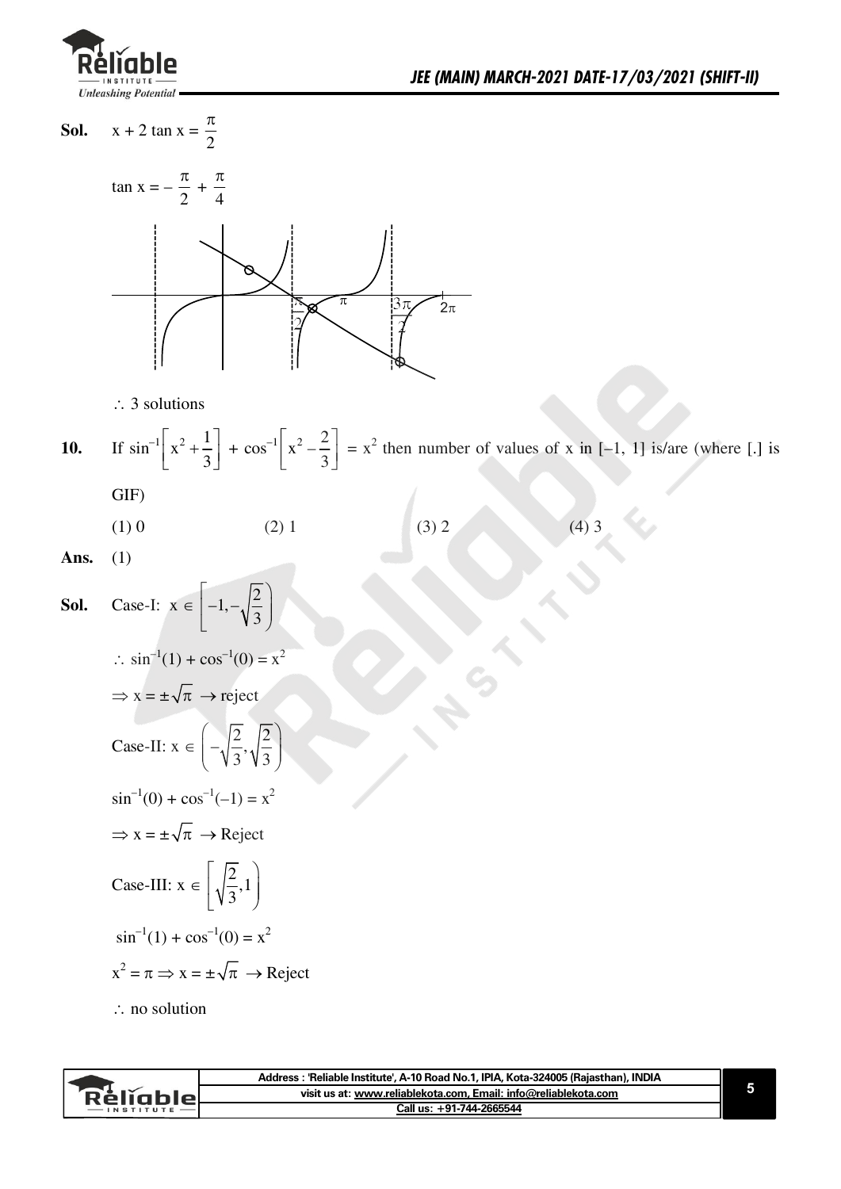**Sol.** $x + 2\tan x = \dfrac{\pi}{2}$

$\tan x = -\dfrac{\pi}{2} + \dfrac{\pi}{4}$

$\therefore$ 3 solutions

**10.** If $\sin^{-1}\left[x^2 + \dfrac{1}{3}\right] + \cos^{-1}\left[x^2 - \dfrac{2}{3}\right] = x^2$ then number of values of x in $[-1, 1]$ is/are (where [.] is GIF)

(1) 0 (2) 1 (3) 2 (4) 3

**Ans.** (1)

**Sol.** Case-I: $x \in \left[-1, -\sqrt{\dfrac{2}{3}}\right)$

$\therefore \sin^{-1}(1) + \cos^{-1}(0) = x^2$

$\Rightarrow x = \pm\sqrt{\pi} \rightarrow$ reject

Case-II: $x \in \left(-\sqrt{\dfrac{2}{3}}, \sqrt{\dfrac{2}{3}}\right)$

$\sin^{-1}(0) + \cos^{-1}(-1) = x^2$

$\Rightarrow x = \pm\sqrt{\pi} \rightarrow$ Reject

Case-III: $x \in \left[\sqrt{\dfrac{2}{3}}, 1\right)$

$\sin^{-1}(1) + \cos^{-1}(0) = x^2$

$x^2 = \pi \Rightarrow x = \pm\sqrt{\pi} \rightarrow$ Reject

$\therefore$ no solution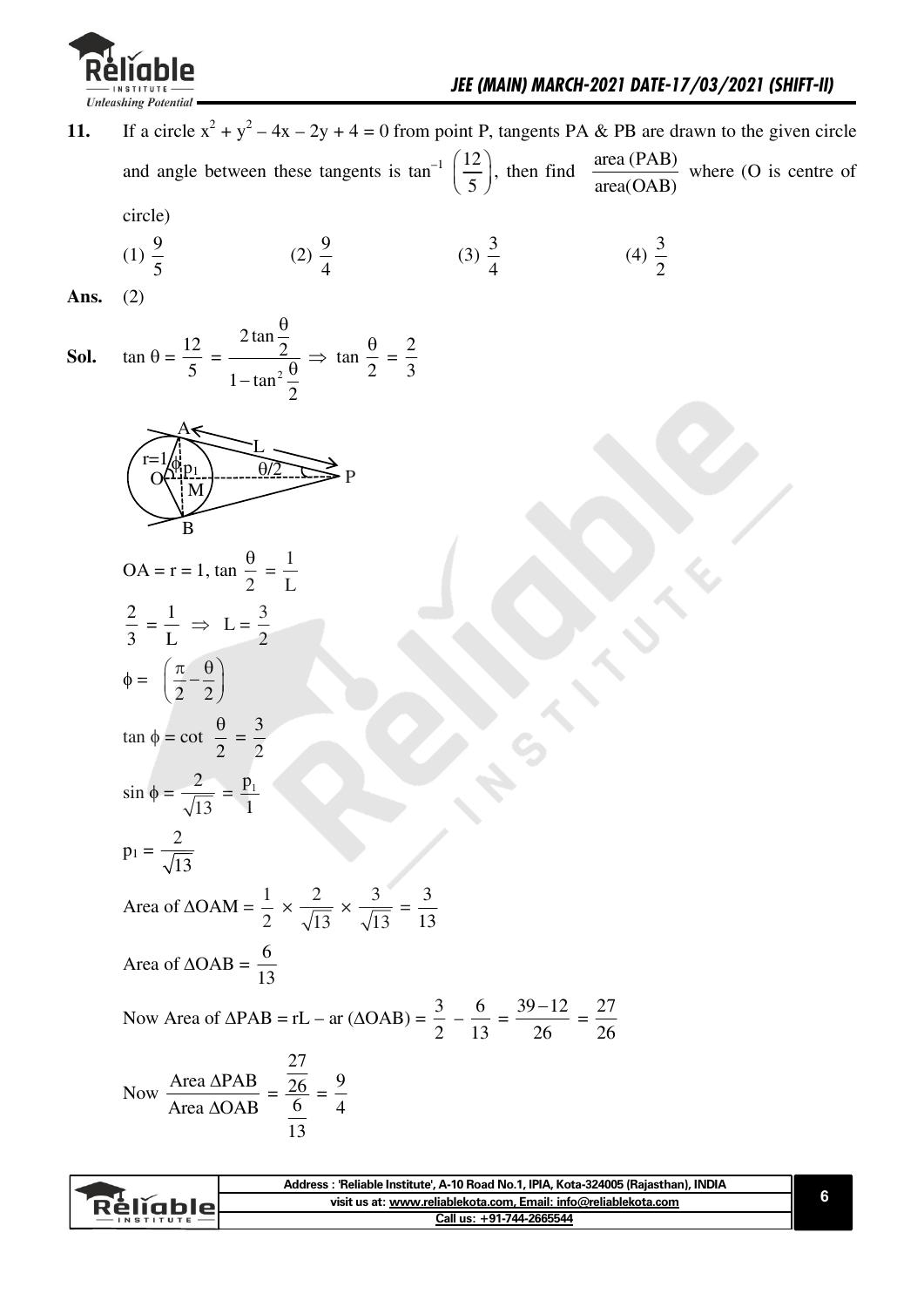**11.** If a circle $x^2 + y^2 - 4x - 2y + 4 = 0$ from point P, tangents PA & PB are drawn to the given circle and angle between these tangents is $\tan^{-1}\left(\frac{12}{5}\right)$, then find $\frac{\text{area (PAB)}}{\text{area(OAB)}}$ where (O is centre of circle)

(1) $\frac{9}{5}$ (2) $\frac{9}{4}$ (3) $\frac{3}{4}$ (4) $\frac{3}{2}$

**Ans.** (2)

**Sol.** $\tan\theta = \frac{12}{5} = \frac{2\tan\frac{\theta}{2}}{1-\tan^2\frac{\theta}{2}} \Rightarrow \tan\frac{\theta}{2} = \frac{2}{3}$

$OA = r = 1$, $\tan\frac{\theta}{2} = \frac{1}{L}$

$\frac{2}{3} = \frac{1}{L} \Rightarrow L = \frac{3}{2}$

$\phi = \left(\frac{\pi}{2} - \frac{\theta}{2}\right)$

$\tan\phi = \cot\frac{\theta}{2} = \frac{3}{2}$

$\sin\phi = \frac{2}{\sqrt{13}} = \frac{p_1}{1}$

$p_1 = \frac{2}{\sqrt{13}}$

Area of $\Delta OAM = \frac{1}{2} \times \frac{2}{\sqrt{13}} \times \frac{3}{\sqrt{13}} = \frac{3}{13}$

Area of $\Delta OAB = \frac{6}{13}$

Now Area of $\Delta PAB = rL - \text{ar}(\Delta OAB) = \frac{3}{2} - \frac{6}{13} = \frac{39-12}{26} = \frac{27}{26}$

Now $\frac{\text{Area }\Delta PAB}{\text{Area }\Delta OAB} = \frac{\frac{27}{26}}{\frac{6}{13}} = \frac{9}{4}$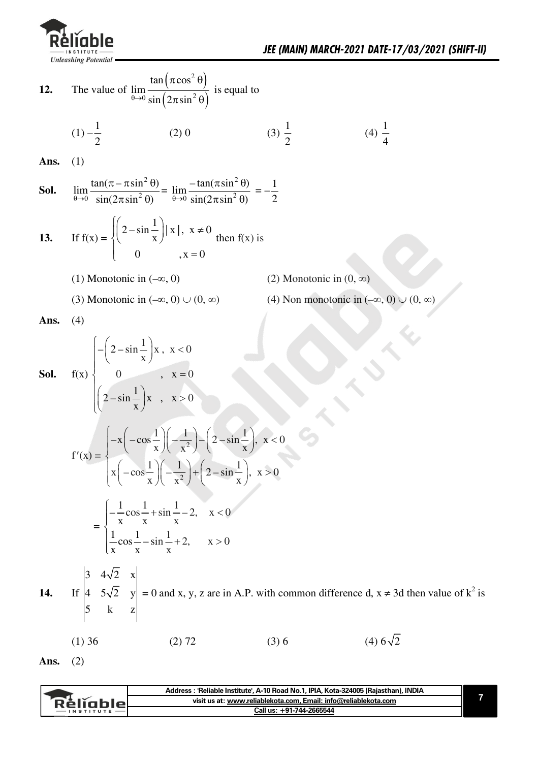**12.** The value of $\lim\limits_{\theta \to 0} \dfrac{\tan\left(\pi \cos^2 \theta\right)}{\sin\left(2\pi \sin^2 \theta\right)}$ is equal to

(1) $-\dfrac{1}{2}$ (2) 0 (3) $\dfrac{1}{2}$ (4) $\dfrac{1}{4}$

**Ans.** (1)

**Sol.** $\lim\limits_{\theta \to 0} \dfrac{\tan(\pi - \pi \sin^2 \theta)}{\sin(2\pi \sin^2 \theta)} = \lim\limits_{\theta \to 0} \dfrac{-\tan(\pi \sin^2 \theta)}{\sin(2\pi \sin^2 \theta)} = -\dfrac{1}{2}$

**13.** If $f(x) = \begin{cases} \left(2 - \sin\dfrac{1}{x}\right)|x|, & x \neq 0 \\ 0 & , x = 0 \end{cases}$ then f(x) is

(1) Monotonic in $(-\infty, 0)$ (2) Monotonic in $(0, \infty)$

(3) Monotonic in $(-\infty, 0) \cup (0, \infty)$ (4) Non monotonic in $(-\infty, 0) \cup (0, \infty)$

**Ans.** (4)

**Sol.** $f(x) \begin{cases} -\left(2 - \sin\dfrac{1}{x}\right)x, & x < 0 \\ 0 & , \quad x = 0 \\ \left(2 - \sin\dfrac{1}{x}\right)x & , \quad x > 0 \end{cases}$

$$f'(x) = \begin{cases} -x\left(-\cos\dfrac{1}{x}\right)\left(-\dfrac{1}{x^2}\right) - \left(2 - \sin\dfrac{1}{x}\right), & x < 0 \\ x\left(-\cos\dfrac{1}{x}\right)\left(-\dfrac{1}{x^2}\right) + \left(2 - \sin\dfrac{1}{x}\right), & x > 0 \end{cases}$$

$$= \begin{cases} -\dfrac{1}{x}\cos\dfrac{1}{x} + \sin\dfrac{1}{x} - 2, & x < 0 \\ \dfrac{1}{x}\cos\dfrac{1}{x} - \sin\dfrac{1}{x} + 2, & x > 0 \end{cases}$$

**14.** If $\begin{vmatrix} 3 & 4\sqrt{2} & x \\ 4 & 5\sqrt{2} & y \\ 5 & k & z \end{vmatrix} = 0$ and x, y, z are in A.P. with common difference d, $x \neq 3d$ then value of $k^2$ is

(1) 36 (2) 72 (3) 6 (4) $6\sqrt{2}$

**Ans.** (2)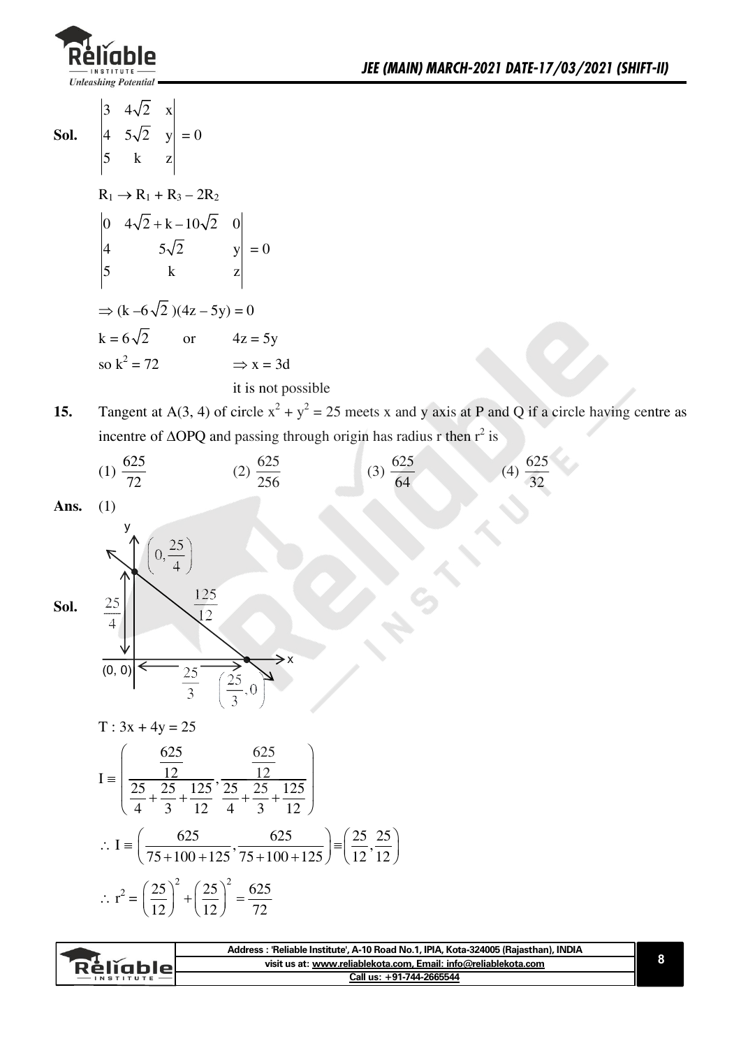**Sol.** $\begin{vmatrix} 3 & 4\sqrt{2} & x \\ 4 & 5\sqrt{2} & y \\ 5 & k & z \end{vmatrix} = 0$

$R_1 \to R_1 + R_3 - 2R_2$

$\begin{vmatrix} 0 & 4\sqrt{2}+k-10\sqrt{2} & 0 \\ 4 & 5\sqrt{2} & y \\ 5 & k & z \end{vmatrix} = 0$

$\Rightarrow (k - 6\sqrt{2})(4z - 5y) = 0$

$k = 6\sqrt{2}$ or $4z = 5y$

so $k^2 = 72$ $\quad \Rightarrow x = 3d$

it is not possible

**15.** Tangent at A(3, 4) of circle $x^2 + y^2 = 25$ meets x and y axis at P and Q if a circle having centre as incentre of $\Delta OPQ$ and passing through origin has radius r then $r^2$ is

(1) $\frac{625}{72}$ (2) $\frac{625}{256}$ (3) $\frac{625}{64}$ (4) $\frac{625}{32}$

**Ans.** (1)

**Sol.**

$T : 3x + 4y = 25$

$$I \equiv \left( \frac{\frac{625}{12}}{\frac{25}{4}+\frac{25}{3}+\frac{125}{12}}, \frac{\frac{625}{12}}{\frac{25}{4}+\frac{25}{3}+\frac{125}{12}} \right)$$

$$\therefore I \equiv \left( \frac{625}{75+100+125}, \frac{625}{75+100+125} \right) \equiv \left( \frac{25}{12}, \frac{25}{12} \right)$$

$$\therefore r^2 = \left(\frac{25}{12}\right)^2 + \left(\frac{25}{12}\right)^2 = \frac{625}{72}$$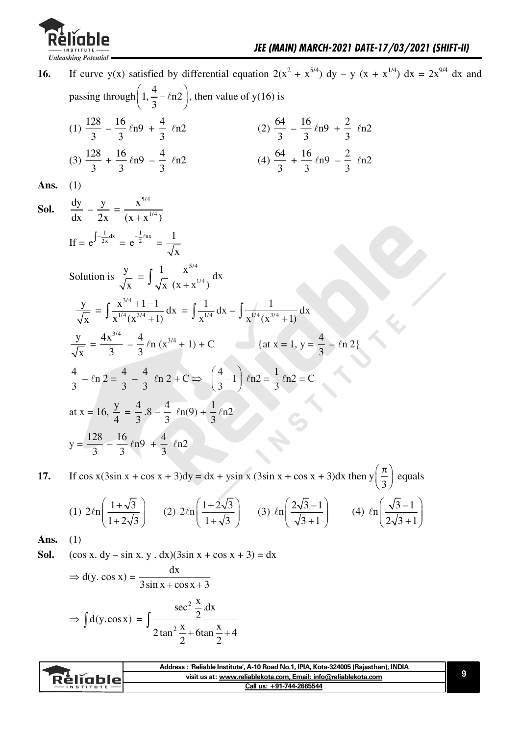**16.** If curve y(x) satisfied by differential equation $2(x^2 + x^{5/4})\,dy - y\,(x + x^{1/4})\,dx = 2x^{9/4}\,dx$ and passing through $\left(1, \frac{4}{3} - \ell n2\right)$, then value of y(16) is

(1) $\frac{128}{3} - \frac{16}{3}\ell n9 + \frac{4}{3}\ \ell n2$ (2) $\frac{64}{3} - \frac{16}{3}\ell n9 + \frac{2}{3}\ \ell n2$

(3) $\frac{128}{3} + \frac{16}{3}\ell n9 - \frac{4}{3}\ \ell n2$ (4) $\frac{64}{3} + \frac{16}{3}\ell n9 - \frac{2}{3}\ \ell n2$

**Ans.** (1)

**Sol.** $\frac{dy}{dx} - \frac{y}{2x} = \frac{x^{5/4}}{(x + x^{1/4})}$

If $= e^{\int -\frac{1}{2x}dx} = e^{-\frac{1}{2}\ell nx} = \frac{1}{\sqrt{x}}$

Solution is $\frac{y}{\sqrt{x}} = \int \frac{1}{\sqrt{x}} \frac{x^{5/4}}{(x + x^{1/4})}\,dx$

$\frac{y}{\sqrt{x}} = \int \frac{x^{3/4} + 1 - 1}{x^{1/4}(x^{3/4} + 1)}\,dx = \int \frac{1}{x^{1/4}}\,dx - \int \frac{1}{x^{1/4}(x^{3/4} + 1)}\,dx$

$\frac{y}{\sqrt{x}} = \frac{4x^{3/4}}{3} - \frac{4}{3}\ell n\,(x^{3/4} + 1) + C$ {at x = 1, $y = \frac{4}{3} - \ell n\,2$}

$\frac{4}{3} - \ell n\,2 = \frac{4}{3} - \frac{4}{3}\ \ell n\,2 + C \Rightarrow \left(\frac{4}{3} - 1\right)\ell n2 = \frac{1}{3}\ell n2 = C$

at x = 16, $\frac{y}{4} = \frac{4}{3}.8 - \frac{4}{3}\ \ell n(9) + \frac{1}{3}\ell n2$

$y = \frac{128}{3} - \frac{16}{3}\ell n9 + \frac{4}{3}\ \ell n2$

**17.** If $\cos x(3\sin x + \cos x + 3)dy = dx + y\sin x\,(3\sin x + \cos x + 3)dx$ then $y\left(\frac{\pi}{3}\right)$ equals

(1) $2\ell n\left(\frac{1+\sqrt{3}}{1+2\sqrt{3}}\right)$ (2) $2\ell n\left(\frac{1+2\sqrt{3}}{1+\sqrt{3}}\right)$ (3) $\ell n\left(\frac{2\sqrt{3}-1}{\sqrt{3}+1}\right)$ (4) $\ell n\left(\frac{\sqrt{3}-1}{2\sqrt{3}+1}\right)$

**Ans.** (1)

**Sol.** $(\cos x.\ dy - \sin x.\ y\ .\ dx)(3\sin x + \cos x + 3) = dx$

$\Rightarrow d(y.\ \cos x) = \frac{dx}{3\sin x + \cos x + 3}$

$\Rightarrow \int d(y.\cos x) = \int \frac{\sec^2 \frac{x}{2}.dx}{2\tan^2 \frac{x}{2} + 6\tan \frac{x}{2} + 4}$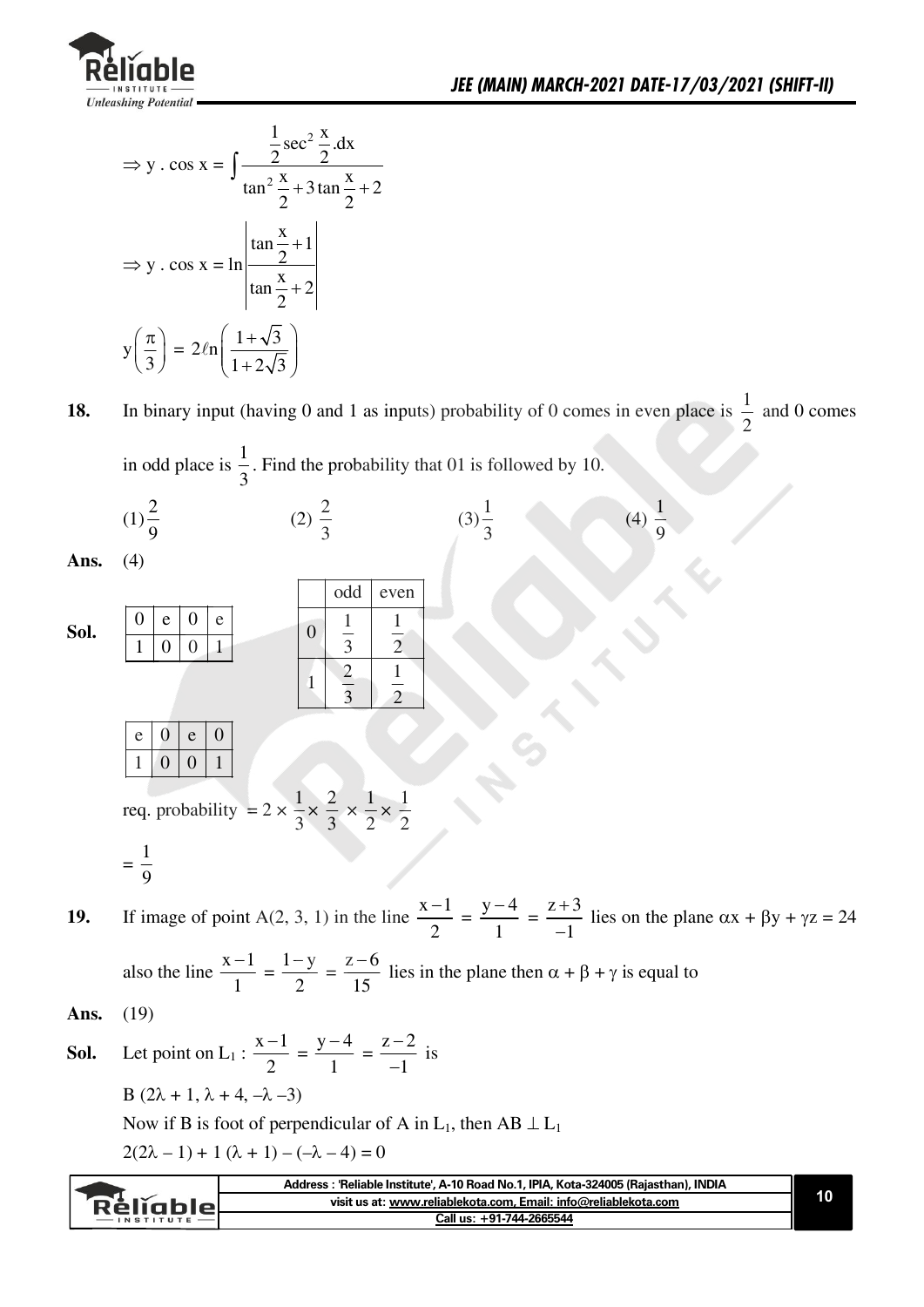$$\Rightarrow y \cdot \cos x = \int \frac{\frac{1}{2}\sec^2\frac{x}{2}.dx}{\tan^2\frac{x}{2} + 3\tan\frac{x}{2} + 2}$$

$$\Rightarrow y \cdot \cos x = \ln\left|\frac{\tan\frac{x}{2}+1}{\tan\frac{x}{2}+2}\right|$$

$$y\left(\frac{\pi}{3}\right) = 2\ell n\left(\frac{1+\sqrt{3}}{1+2\sqrt{3}}\right)$$

**18.** In binary input (having 0 and 1 as inputs) probability of 0 comes in even place is $\frac{1}{2}$ and 0 comes in odd place is $\frac{1}{3}$. Find the probability that 01 is followed by 10.

(1) $\frac{2}{9}$ (2) $\frac{2}{3}$ (3) $\frac{1}{3}$ (4) $\frac{1}{9}$

**Ans.** (4)

**Sol.**

| 0 | e | 0 | e |
|---|---|---|---|
| 1 | 0 | 0 | 1 |

| | odd | even |
|---|---|---|
| 0 | $\frac{1}{3}$ | $\frac{1}{2}$ |
| 1 | $\frac{2}{3}$ | $\frac{1}{2}$ |

| e | 0 | e | 0 |
|---|---|---|---|
| 1 | 0 | 0 | 1 |

req. probability $= 2 \times \frac{1}{3} \times \frac{2}{3} \times \frac{1}{2} \times \frac{1}{2}$

$= \frac{1}{9}$

**19.** If image of point A(2, 3, 1) in the line $\frac{x-1}{2} = \frac{y-4}{1} = \frac{z+3}{-1}$ lies on the plane $\alpha x + \beta y + \gamma z = 24$ also the line $\frac{x-1}{1} = \frac{1-y}{2} = \frac{z-6}{15}$ lies in the plane then $\alpha + \beta + \gamma$ is equal to

**Ans.** (19)

**Sol.** Let point on $L_1 : \frac{x-1}{2} = \frac{y-4}{1} = \frac{z-2}{-1}$ is

B $(2\lambda + 1, \lambda + 4, -\lambda - 3)$

Now if B is foot of perpendicular of A in $L_1$, then $AB \perp L_1$

$2(2\lambda - 1) + 1(\lambda + 1) - (-\lambda - 4) = 0$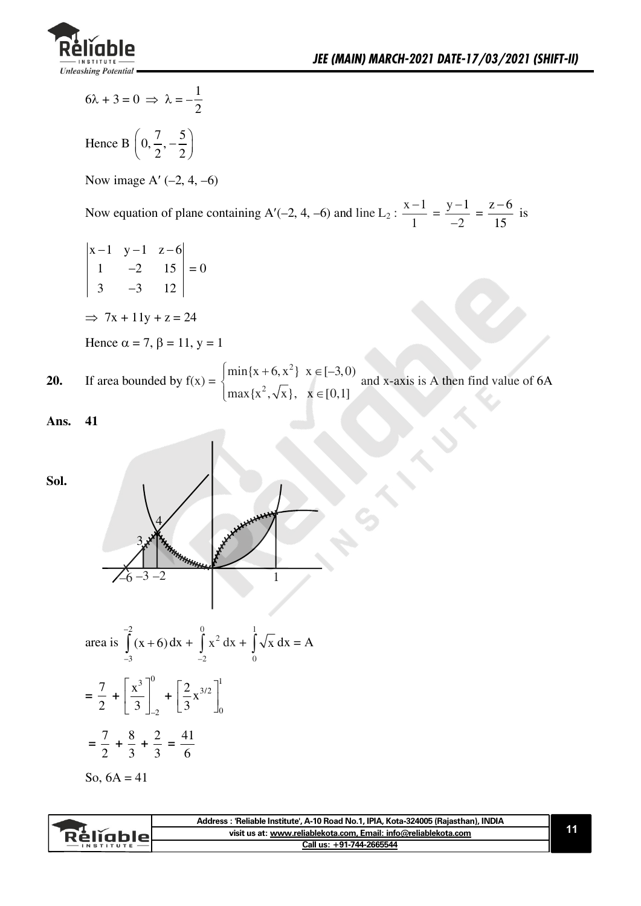$6\lambda + 3 = 0 \Rightarrow \lambda = -\frac{1}{2}$

Hence B $\left(0, \frac{7}{2}, -\frac{5}{2}\right)$

Now image A′ (–2, 4, –6)

Now equation of plane containing A′(–2, 4, –6) and line $L_2 : \frac{x-1}{1} = \frac{y-1}{-2} = \frac{z-6}{15}$ is

$$\begin{vmatrix} x-1 & y-1 & z-6 \\ 1 & -2 & 15 \\ 3 & -3 & 12 \end{vmatrix} = 0$$

$\Rightarrow 7x + 11y + z = 24$

Hence $\alpha = 7$, $\beta = 11$, $y = 1$

**20.** If area bounded by $f(x) = \begin{cases} \min\{x+6, x^2\} & x \in [-3, 0) \\ \max\{x^2, \sqrt{x}\}, & x \in [0, 1] \end{cases}$ and x-axis is A then find value of 6A

**Ans. 41**

**Sol.**

area is $\int_{-3}^{-2} (x+6)\,dx + \int_{-2}^{0} x^2\,dx + \int_{0}^{1} \sqrt{x}\,dx = A$

$= \frac{7}{2} + \left[\frac{x^3}{3}\right]_{-2}^{0} + \left[\frac{2}{3}x^{3/2}\right]_{0}^{1}$

$= \frac{7}{2} + \frac{8}{3} + \frac{2}{3} = \frac{41}{6}$

So, $6A = 41$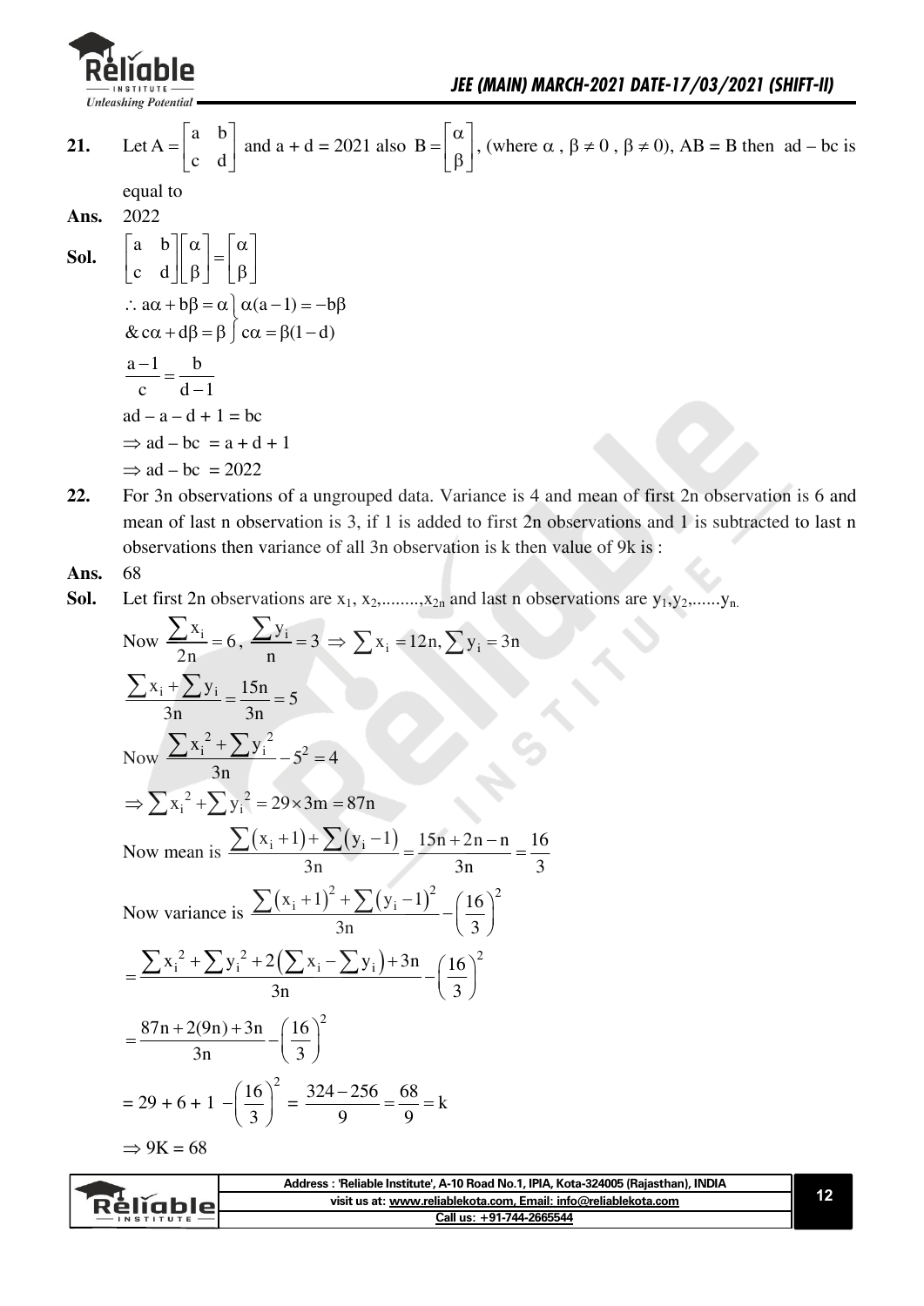**21.** Let $A = \begin{bmatrix} a & b \\ c & d \end{bmatrix}$ and $a + d = 2021$ also $B = \begin{bmatrix} \alpha \\ \beta \end{bmatrix}$, (where $\alpha$, $\beta \neq 0$, $\beta \neq 0$), $AB = B$ then $ad - bc$ is equal to

**Ans.** 2022

**Sol.**
$$\begin{bmatrix} a & b \\ c & d \end{bmatrix}\begin{bmatrix} \alpha \\ \beta \end{bmatrix} = \begin{bmatrix} \alpha \\ \beta \end{bmatrix}$$

$$\left.\begin{aligned} \therefore\ & a\alpha + b\beta = \alpha \\ \&\ & c\alpha + d\beta = \beta \end{aligned}\right\} \begin{aligned} & \alpha(a-1) = -b\beta \\ & c\alpha = \beta(1-d) \end{aligned}$$

$$\frac{a-1}{c} = \frac{b}{d-1}$$

$$ad - a - d + 1 = bc$$

$$\Rightarrow ad - bc = a + d + 1$$

$$\Rightarrow ad - bc = 2022$$

**22.** For 3n observations of a ungrouped data. Variance is 4 and mean of first 2n observation is 6 and mean of last n observation is 3, if 1 is added to first 2n observations and 1 is subtracted to last n observations then variance of all 3n observation is k then value of 9k is :

**Ans.** 68

**Sol.** Let first 2n observations are $x_1, x_2, \ldots\ldots, x_{2n}$ and last n observations are $y_1, y_2, \ldots\ldots y_n$.

Now $\dfrac{\sum x_i}{2n} = 6$, $\dfrac{\sum y_i}{n} = 3 \Rightarrow \sum x_i = 12n, \sum y_i = 3n$

$$\frac{\sum x_i + \sum y_i}{3n} = \frac{15n}{3n} = 5$$

Now $\dfrac{\sum x_i^2 + \sum y_i^2}{3n} - 5^2 = 4$

$$\Rightarrow \sum x_i^2 + \sum y_i^2 = 29 \times 3m = 87n$$

Now mean is $\dfrac{\sum(x_i + 1) + \sum(y_i - 1)}{3n} = \dfrac{15n + 2n - n}{3n} = \dfrac{16}{3}$

Now variance is $\dfrac{\sum(x_i + 1)^2 + \sum(y_i - 1)^2}{3n} - \left(\dfrac{16}{3}\right)^2$

$$= \frac{\sum x_i^2 + \sum y_i^2 + 2\left(\sum x_i - \sum y_i\right) + 3n}{3n} - \left(\frac{16}{3}\right)^2$$

$$= \frac{87n + 2(9n) + 3n}{3n} - \left(\frac{16}{3}\right)^2$$

$$= 29 + 6 + 1 - \left(\frac{16}{3}\right)^2 = \frac{324 - 256}{9} = \frac{68}{9} = k$$

$$\Rightarrow 9K = 68$$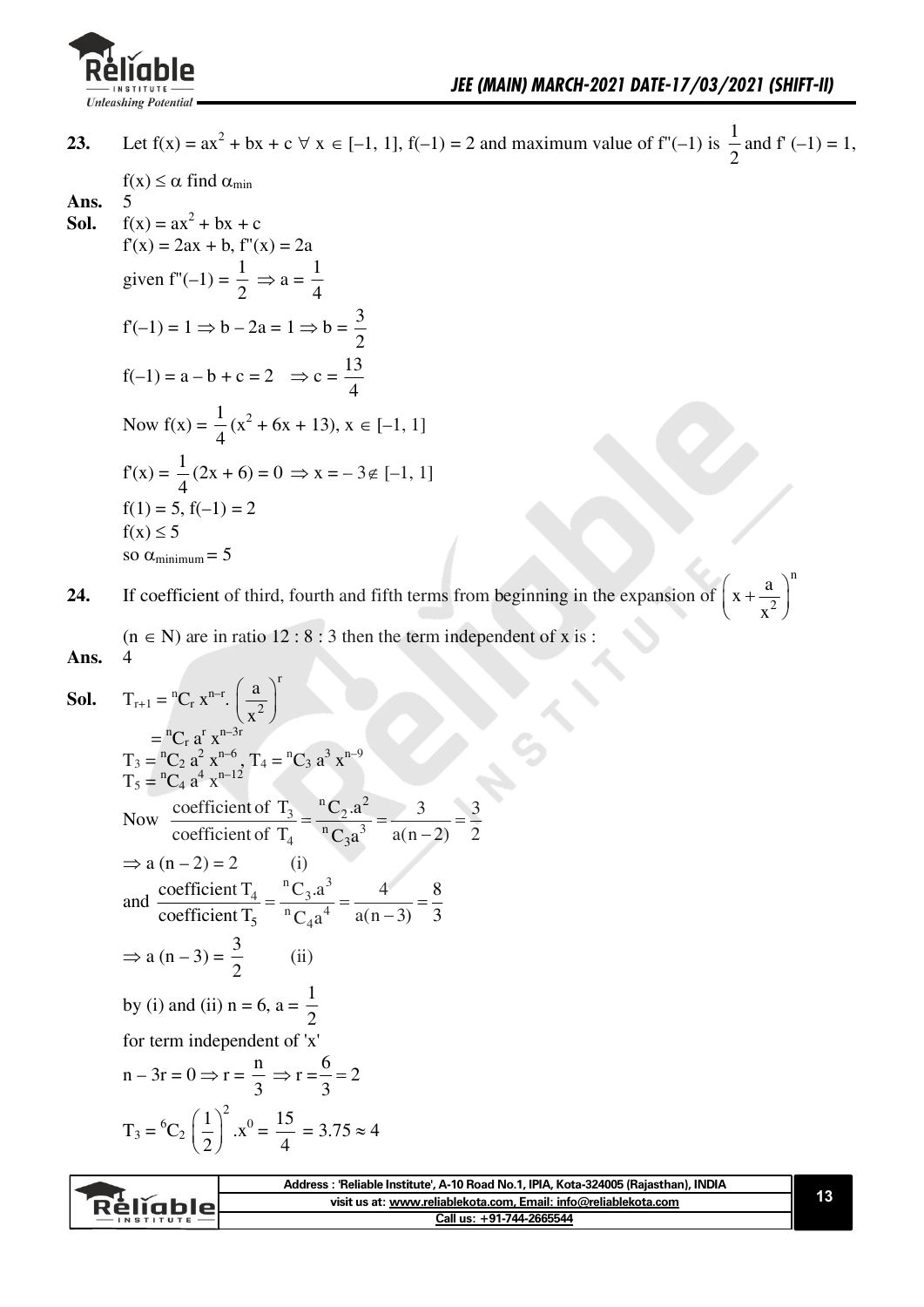**23.** Let $f(x) = ax^2 + bx + c \ \forall \ x \in [-1, 1]$, $f(-1) = 2$ and maximum value of $f''(-1)$ is $\frac{1}{2}$ and $f'(-1) = 1$, $f(x) \le \alpha$ find $\alpha_{min}$

**Ans.** 5

**Sol.** $f(x) = ax^2 + bx + c$

$f'(x) = 2ax + b$, $f''(x) = 2a$

given $f''(-1) = \frac{1}{2} \Rightarrow a = \frac{1}{4}$

$f'(-1) = 1 \Rightarrow b - 2a = 1 \Rightarrow b = \frac{3}{2}$

$f(-1) = a - b + c = 2 \quad \Rightarrow c = \frac{13}{4}$

Now $f(x) = \frac{1}{4}(x^2 + 6x + 13)$, $x \in [-1, 1]$

$f'(x) = \frac{1}{4}(2x + 6) = 0 \Rightarrow x = -3 \notin [-1, 1]$

$f(1) = 5$, $f(-1) = 2$

$f(x) \le 5$

so $\alpha_{minimum} = 5$

**24.** If coefficient of third, fourth and fifth terms from beginning in the expansion of $\left(x + \frac{a}{x^2}\right)^n$ ($n \in N$) are in ratio 12 : 8 : 3 then the term independent of x is :

**Ans.** 4

**Sol.** $T_{r+1} = {}^nC_r \, x^{n-r} \cdot \left(\frac{a}{x^2}\right)^r$

$= {}^nC_r \, a^r \, x^{n-3r}$

$T_3 = {}^nC_2 \, a^2 \, x^{n-6}$, $T_4 = {}^nC_3 \, a^3 \, x^{n-9}$

$T_5 = {}^nC_4 \, a^4 \, x^{n-12}$

Now $\frac{\text{coefficient of } T_3}{\text{coefficient of } T_4} = \frac{{}^nC_2 . a^2}{{}^nC_3 a^3} = \frac{3}{a(n-2)} = \frac{3}{2}$

$\Rightarrow a(n-2) = 2 \qquad$ (i)

and $\frac{\text{coefficient } T_4}{\text{coefficient } T_5} = \frac{{}^nC_3 . a^3}{{}^nC_4 a^4} = \frac{4}{a(n-3)} = \frac{8}{3}$

$\Rightarrow a(n-3) = \frac{3}{2} \qquad$ (ii)

by (i) and (ii) $n = 6$, $a = \frac{1}{2}$

for term independent of 'x'

$n - 3r = 0 \Rightarrow r = \frac{n}{3} \Rightarrow r = \frac{6}{3} = 2$

$T_3 = {}^6C_2 \left(\frac{1}{2}\right)^2 . x^0 = \frac{15}{4} = 3.75 \approx 4$